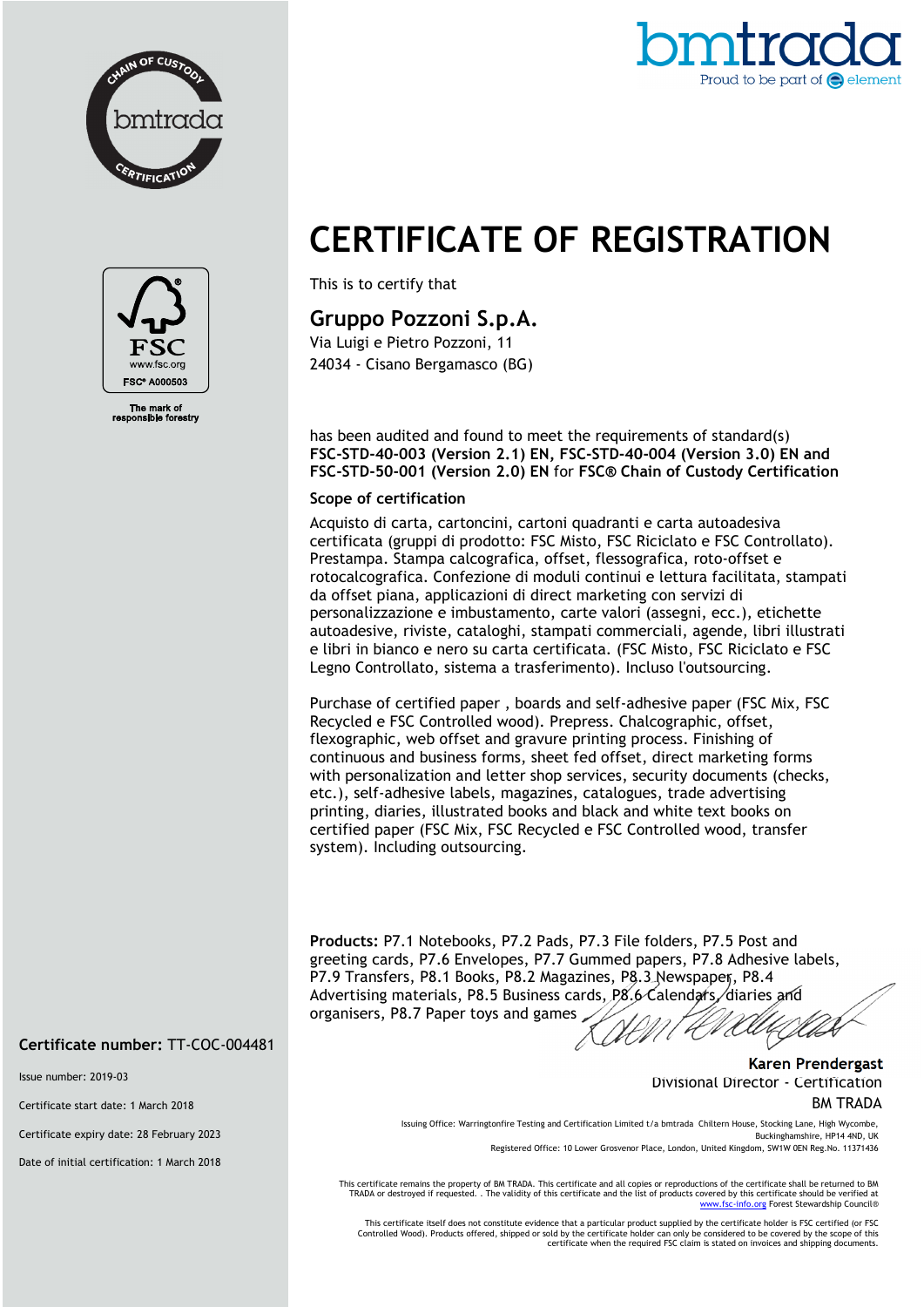CHAIN OF CUSTODY bmtrada CERTIFICATION

bmtrada
Proud to be part of element

FSC
www.fsc.org
FSC® A000503

The mark of responsible forestry

# CERTIFICATE OF REGISTRATION

This is to certify that

## Gruppo Pozzoni S.p.A.

Via Luigi e Pietro Pozzoni, 11
24034 - Cisano Bergamasco (BG)

has been audited and found to meet the requirements of standard(s) **FSC-STD-40-003 (Version 2.1) EN, FSC-STD-40-004 (Version 3.0) EN and FSC-STD-50-001 (Version 2.0) EN** for **FSC® Chain of Custody Certification**

### Scope of certification

Acquisto di carta, cartoncini, cartoni quadranti e carta autoadesiva certificata (gruppi di prodotto: FSC Misto, FSC Riciclato e FSC Controllato). Prestampa. Stampa calcografica, offset, flessografica, roto-offset e rotocalcografica. Confezione di moduli continui e lettura facilitata, stampati da offset piana, applicazioni di direct marketing con servizi di personalizzazione e imbustamento, carte valori (assegni, ecc.), etichette autoadesive, riviste, cataloghi, stampati commerciali, agende, libri illustrati e libri in bianco e nero su carta certificata. (FSC Misto, FSC Riciclato e FSC Legno Controllato, sistema a trasferimento). Incluso l'outsourcing.

Purchase of certified paper , boards and self-adhesive paper (FSC Mix, FSC Recycled e FSC Controlled wood). Prepress. Chalcographic, offset, flexographic, web offset and gravure printing process. Finishing of continuous and business forms, sheet fed offset, direct marketing forms with personalization and letter shop services, security documents (checks, etc.), self-adhesive labels, magazines, catalogues, trade advertising printing, diaries, illustrated books and black and white text books on certified paper (FSC Mix, FSC Recycled e FSC Controlled wood, transfer system). Including outsourcing.

**Products:** P7.1 Notebooks, P7.2 Pads, P7.3 File folders, P7.5 Post and greeting cards, P7.6 Envelopes, P7.7 Gummed papers, P7.8 Adhesive labels, P7.9 Transfers, P8.1 Books, P8.2 Magazines, P8.3 Newspaper, P8.4 Advertising materials, P8.5 Business cards, P8.6 Calendars, diaries and organisers, P8.7 Paper toys and games

**Certificate number:** TT-COC-004481

Issue number: 2019-03

Certificate start date: 1 March 2018

Certificate expiry date: 28 February 2023

Date of initial certification: 1 March 2018

**Karen Prendergast**
Divisional Director - Certification
BM TRADA

Issuing Office: Warringtonfire Testing and Certification Limited t/a bmtrada Chiltern House, Stocking Lane, High Wycombe, Buckinghamshire, HP14 4ND, UK
Registered Office: 10 Lower Grosvenor Place, London, United Kingdom, SW1W 0EN Reg.No. 11371436

This certificate remains the property of BM TRADA. This certificate and all copies or reproductions of the certificate shall be returned to BM TRADA or destroyed if requested. . The validity of this certificate and the list of products covered by this certificate should be verified at www.fsc-info.org Forest Stewardship Council®

This certificate itself does not constitute evidence that a particular product supplied by the certificate holder is FSC certified (or FSC Controlled Wood). Products offered, shipped or sold by the certificate holder can only be considered to be covered by the scope of this certificate when the required FSC claim is stated on invoices and shipping documents.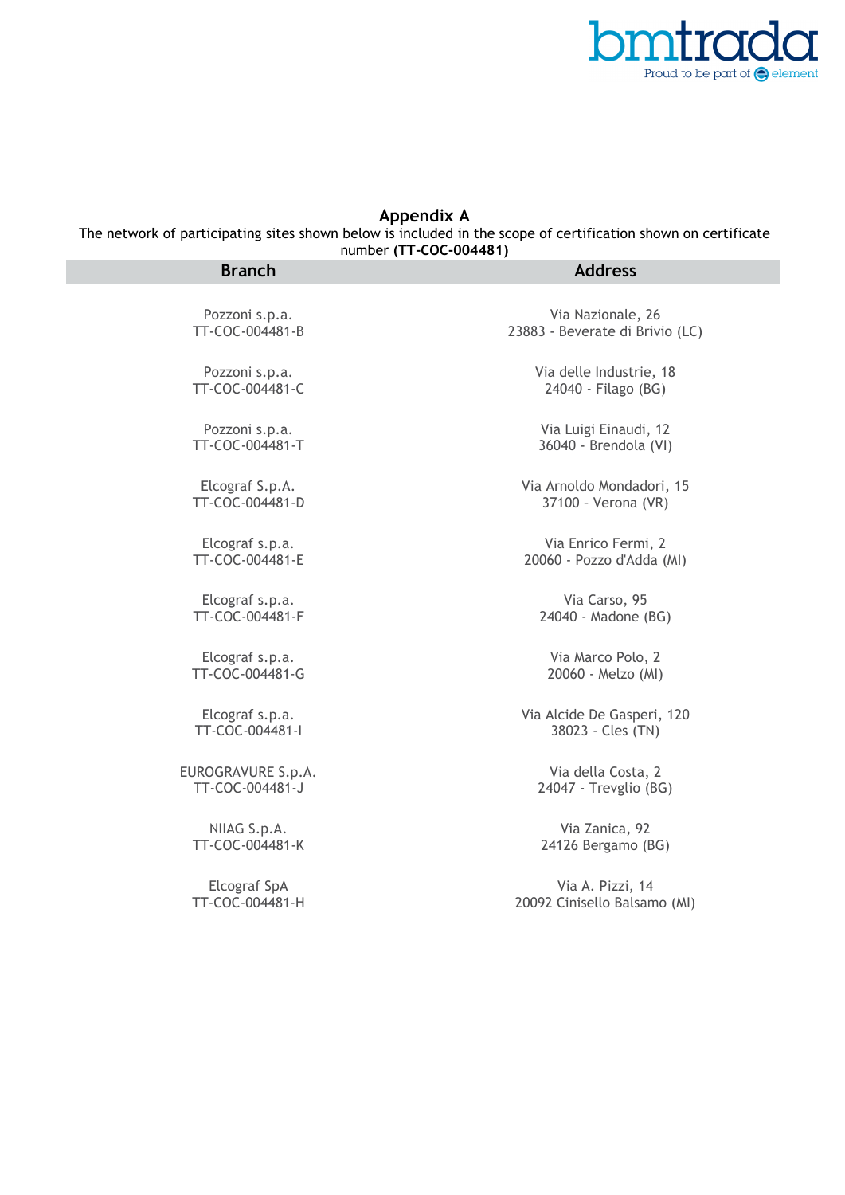bmtrada
Proud to be part of element

## Appendix A

The network of participating sites shown below is included in the scope of certification shown on certificate number **(TT-COC-004481)**

| Branch | Address |
|---|---|
| Pozzoni s.p.a.<br>TT-COC-004481-B | Via Nazionale, 26<br>23883 - Beverate di Brivio (LC) |
| Pozzoni s.p.a.<br>TT-COC-004481-C | Via delle Industrie, 18<br>24040 - Filago (BG) |
| Pozzoni s.p.a.<br>TT-COC-004481-T | Via Luigi Einaudi, 12<br>36040 - Brendola (VI) |
| Elcograf S.p.A.<br>TT-COC-004481-D | Via Arnoldo Mondadori, 15<br>37100 – Verona (VR) |
| Elcograf s.p.a.<br>TT-COC-004481-E | Via Enrico Fermi, 2<br>20060 - Pozzo d'Adda (MI) |
| Elcograf s.p.a.<br>TT-COC-004481-F | Via Carso, 95<br>24040 - Madone (BG) |
| Elcograf s.p.a.<br>TT-COC-004481-G | Via Marco Polo, 2<br>20060 - Melzo (MI) |
| Elcograf s.p.a.<br>TT-COC-004481-I | Via Alcide De Gasperi, 120<br>38023 - Cles (TN) |
| EUROGRAVURE S.p.A.<br>TT-COC-004481-J | Via della Costa, 2<br>24047 - Trevglio (BG) |
| NIIAG S.p.A.<br>TT-COC-004481-K | Via Zanica, 92<br>24126 Bergamo (BG) |
| Elcograf SpA<br>TT-COC-004481-H | Via A. Pizzi, 14<br>20092 Cinisello Balsamo (MI) |